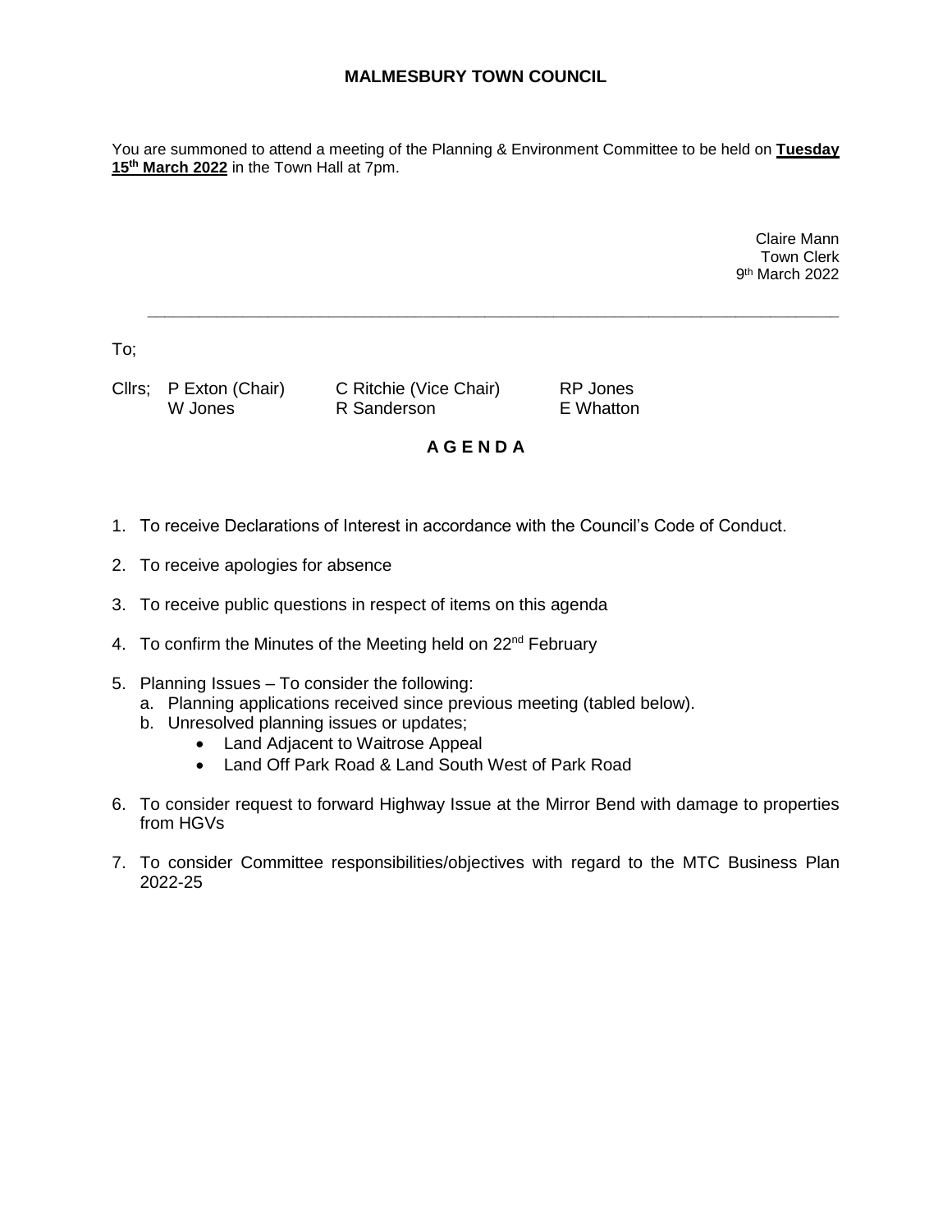# MALMESBURY TOWN COUNCIL

You are summoned to attend a meeting of the Planning & Environment Committee to be held on **Tuesday 15th March 2022** in the Town Hall at 7pm.

Claire Mann
Town Clerk
9th March 2022

---

To;

| Cllrs; | P Exton (Chair) | C Ritchie (Vice Chair) | RP Jones |
|---|---|---|---|
| | W Jones | R Sanderson | E Whatton |

## A G E N D A

1. To receive Declarations of Interest in accordance with the Council's Code of Conduct.
2. To receive apologies for absence
3. To receive public questions in respect of items on this agenda
4. To confirm the Minutes of the Meeting held on 22nd February
5. Planning Issues – To consider the following:
   a. Planning applications received since previous meeting (tabled below).
   b. Unresolved planning issues or updates;
      - Land Adjacent to Waitrose Appeal
      - Land Off Park Road & Land South West of Park Road
6. To consider request to forward Highway Issue at the Mirror Bend with damage to properties from HGVs
7. To consider Committee responsibilities/objectives with regard to the MTC Business Plan 2022-25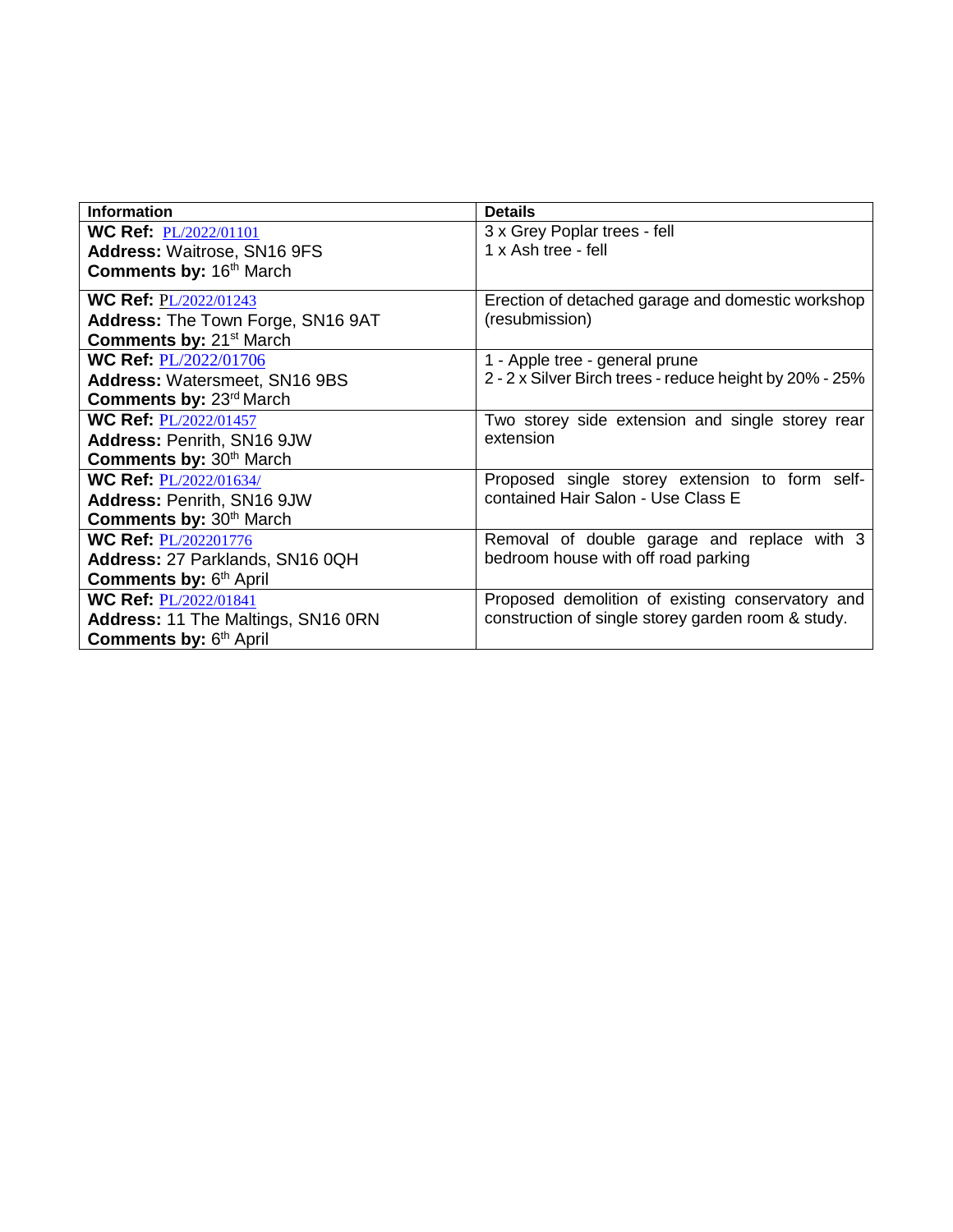| Information | Details |
| --- | --- |
| **WC Ref:** PL/2022/01101<br>**Address:** Waitrose, SN16 9FS<br>**Comments by:** 16th March | 3 x Grey Poplar trees - fell<br>1 x Ash tree - fell |
| **WC Ref:** PL/2022/01243<br>**Address:** The Town Forge, SN16 9AT<br>**Comments by:** 21st March | Erection of detached garage and domestic workshop (resubmission) |
| **WC Ref:** PL/2022/01706<br>**Address:** Watersmeet, SN16 9BS<br>**Comments by:** 23rd March | 1 - Apple tree - general prune<br>2 - 2 x Silver Birch trees - reduce height by 20% - 25% |
| **WC Ref:** PL/2022/01457<br>**Address:** Penrith, SN16 9JW<br>**Comments by:** 30th March | Two storey side extension and single storey rear extension |
| **WC Ref:** PL/2022/01634/<br>**Address:** Penrith, SN16 9JW<br>**Comments by:** 30th March | Proposed single storey extension to form self-contained Hair Salon - Use Class E |
| **WC Ref:** PL/202201776<br>**Address:** 27 Parklands, SN16 0QH<br>**Comments by:** 6th April | Removal of double garage and replace with 3 bedroom house with off road parking |
| **WC Ref:** PL/2022/01841<br>**Address:** 11 The Maltings, SN16 0RN<br>**Comments by:** 6th April | Proposed demolition of existing conservatory and construction of single storey garden room & study. |